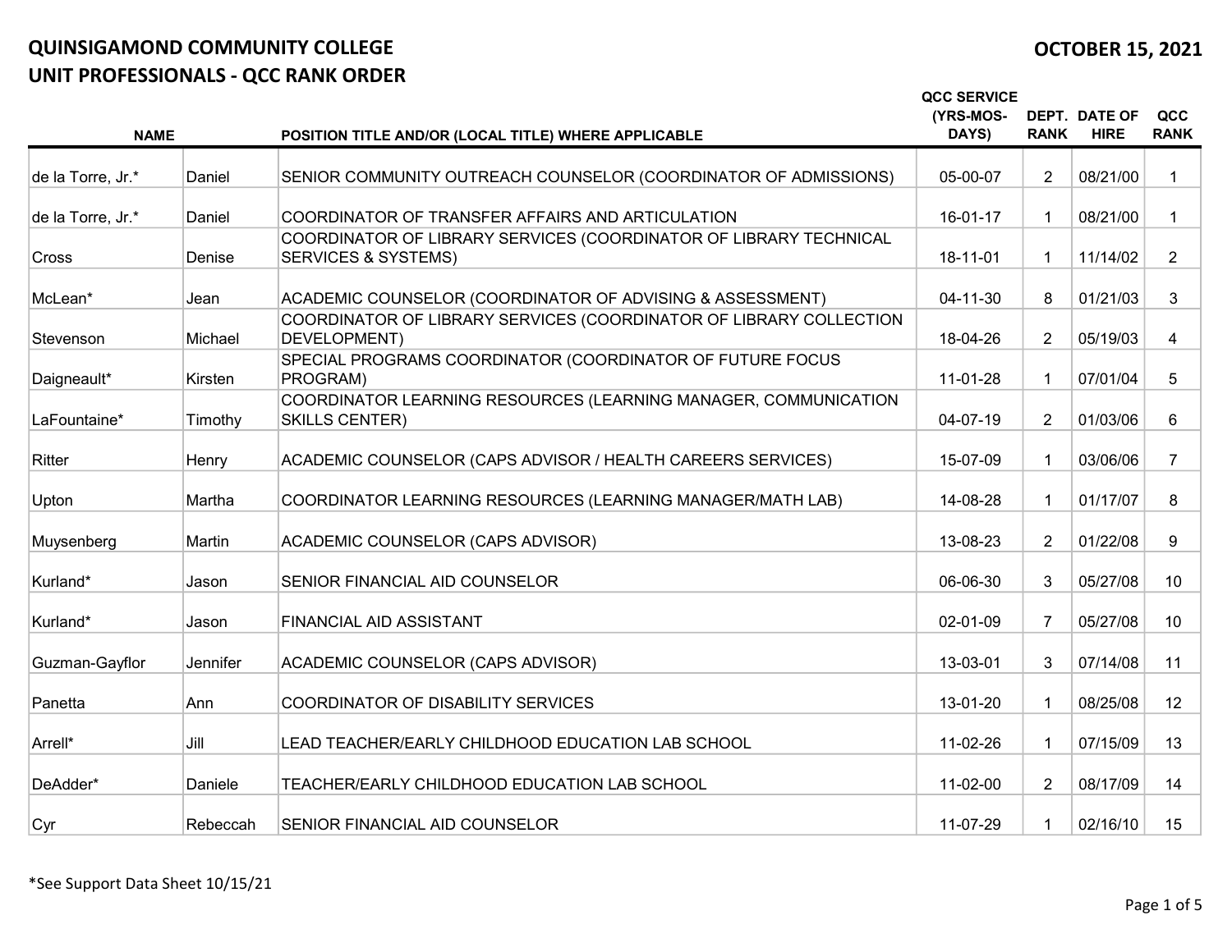# QUINSIGAMOND COMMUNITY COLLEGE

## UNIT PROFESSIONALS - QCC RANK ORDER

**OCTOBER 15, 2021**

| NAME | | POSITION TITLE AND/OR (LOCAL TITLE) WHERE APPLICABLE | QCC SERVICE (YRS-MOS-DAYS) | DEPT. RANK | DATE OF HIRE | QCC RANK |
|---|---|---|---|---|---|---|
| de la Torre, Jr.* | Daniel | SENIOR COMMUNITY OUTREACH COUNSELOR (COORDINATOR OF ADMISSIONS) | 05-00-07 | 2 | 08/21/00 | 1 |
| de la Torre, Jr.* | Daniel | COORDINATOR OF TRANSFER AFFAIRS AND ARTICULATION | 16-01-17 | 1 | 08/21/00 | 1 |
| Cross | Denise | COORDINATOR OF LIBRARY SERVICES (COORDINATOR OF LIBRARY TECHNICAL SERVICES & SYSTEMS) | 18-11-01 | 1 | 11/14/02 | 2 |
| McLean* | Jean | ACADEMIC COUNSELOR (COORDINATOR OF ADVISING & ASSESSMENT) | 04-11-30 | 8 | 01/21/03 | 3 |
| Stevenson | Michael | COORDINATOR OF LIBRARY SERVICES (COORDINATOR OF LIBRARY COLLECTION DEVELOPMENT) | 18-04-26 | 2 | 05/19/03 | 4 |
| Daigneault* | Kirsten | SPECIAL PROGRAMS COORDINATOR (COORDINATOR OF FUTURE FOCUS PROGRAM) | 11-01-28 | 1 | 07/01/04 | 5 |
| LaFountaine* | Timothy | COORDINATOR LEARNING RESOURCES (LEARNING MANAGER, COMMUNICATION SKILLS CENTER) | 04-07-19 | 2 | 01/03/06 | 6 |
| Ritter | Henry | ACADEMIC COUNSELOR (CAPS ADVISOR / HEALTH CAREERS SERVICES) | 15-07-09 | 1 | 03/06/06 | 7 |
| Upton | Martha | COORDINATOR LEARNING RESOURCES (LEARNING MANAGER/MATH LAB) | 14-08-28 | 1 | 01/17/07 | 8 |
| Muysenberg | Martin | ACADEMIC COUNSELOR (CAPS ADVISOR) | 13-08-23 | 2 | 01/22/08 | 9 |
| Kurland* | Jason | SENIOR FINANCIAL AID COUNSELOR | 06-06-30 | 3 | 05/27/08 | 10 |
| Kurland* | Jason | FINANCIAL AID ASSISTANT | 02-01-09 | 7 | 05/27/08 | 10 |
| Guzman-Gayflor | Jennifer | ACADEMIC COUNSELOR (CAPS ADVISOR) | 13-03-01 | 3 | 07/14/08 | 11 |
| Panetta | Ann | COORDINATOR OF DISABILITY SERVICES | 13-01-20 | 1 | 08/25/08 | 12 |
| Arrell* | Jill | LEAD TEACHER/EARLY CHILDHOOD EDUCATION LAB SCHOOL | 11-02-26 | 1 | 07/15/09 | 13 |
| DeAdder* | Daniele | TEACHER/EARLY CHILDHOOD EDUCATION LAB SCHOOL | 11-02-00 | 2 | 08/17/09 | 14 |
| Cyr | Rebeccah | SENIOR FINANCIAL AID COUNSELOR | 11-07-29 | 1 | 02/16/10 | 15 |

*See Support Data Sheet 10/15/21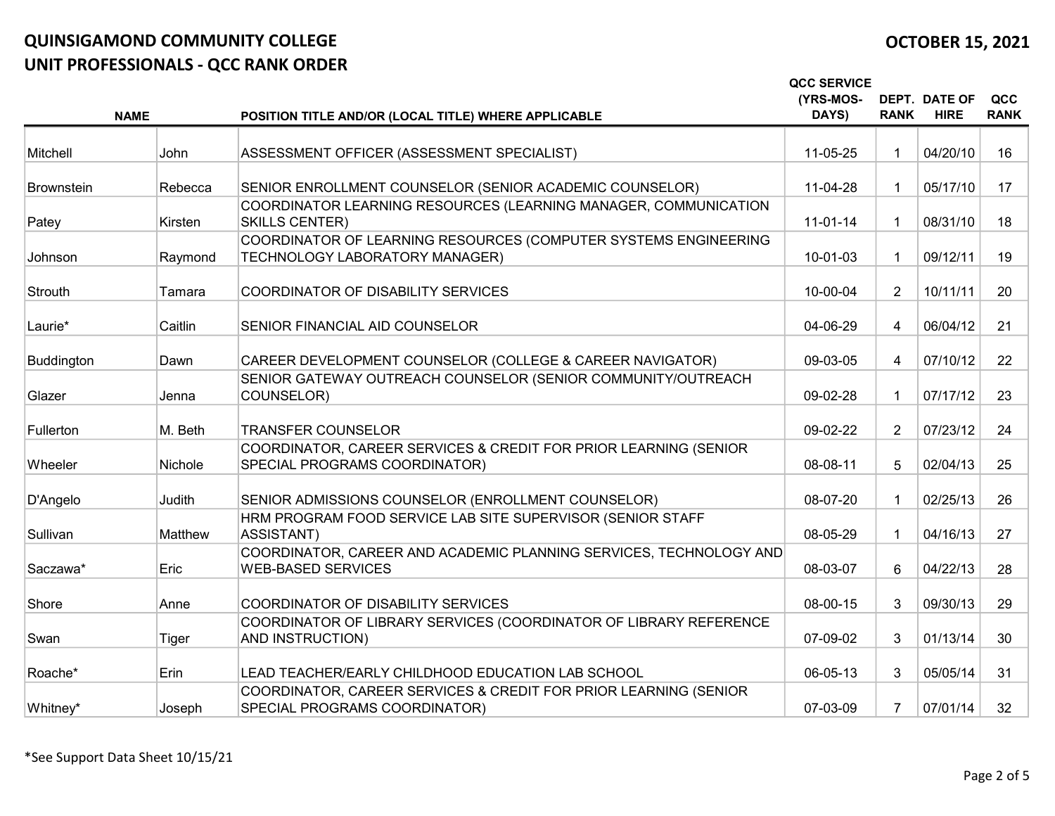# QUINSIGAMOND COMMUNITY COLLEGE

## UNIT PROFESSIONALS - QCC RANK ORDER

OCTOBER 15, 2021

| NAME | | POSITION TITLE AND/OR (LOCAL TITLE) WHERE APPLICABLE | QCC SERVICE (YRS-MOS-DAYS) | DEPT. RANK | DATE OF HIRE | QCC RANK |
|---|---|---|---|---|---|---|
| Mitchell | John | ASSESSMENT OFFICER (ASSESSMENT SPECIALIST) | 11-05-25 | 1 | 04/20/10 | 16 |
| Brownstein | Rebecca | SENIOR ENROLLMENT COUNSELOR (SENIOR ACADEMIC COUNSELOR) | 11-04-28 | 1 | 05/17/10 | 17 |
| Patey | Kirsten | COORDINATOR LEARNING RESOURCES (LEARNING MANAGER, COMMUNICATION SKILLS CENTER) | 11-01-14 | 1 | 08/31/10 | 18 |
| Johnson | Raymond | COORDINATOR OF LEARNING RESOURCES (COMPUTER SYSTEMS ENGINEERING TECHNOLOGY LABORATORY MANAGER) | 10-01-03 | 1 | 09/12/11 | 19 |
| Strouth | Tamara | COORDINATOR OF DISABILITY SERVICES | 10-00-04 | 2 | 10/11/11 | 20 |
| Laurie* | Caitlin | SENIOR FINANCIAL AID COUNSELOR | 04-06-29 | 4 | 06/04/12 | 21 |
| Buddington | Dawn | CAREER DEVELOPMENT COUNSELOR (COLLEGE & CAREER NAVIGATOR) | 09-03-05 | 4 | 07/10/12 | 22 |
| Glazer | Jenna | SENIOR GATEWAY OUTREACH COUNSELOR (SENIOR COMMUNITY/OUTREACH COUNSELOR) | 09-02-28 | 1 | 07/17/12 | 23 |
| Fullerton | M. Beth | TRANSFER COUNSELOR | 09-02-22 | 2 | 07/23/12 | 24 |
| Wheeler | Nichole | COORDINATOR, CAREER SERVICES & CREDIT FOR PRIOR LEARNING (SENIOR SPECIAL PROGRAMS COORDINATOR) | 08-08-11 | 5 | 02/04/13 | 25 |
| D'Angelo | Judith | SENIOR ADMISSIONS COUNSELOR (ENROLLMENT COUNSELOR) | 08-07-20 | 1 | 02/25/13 | 26 |
| Sullivan | Matthew | HRM PROGRAM FOOD SERVICE LAB SITE SUPERVISOR (SENIOR STAFF ASSISTANT) | 08-05-29 | 1 | 04/16/13 | 27 |
| Saczawa* | Eric | COORDINATOR, CAREER AND ACADEMIC PLANNING SERVICES, TECHNOLOGY AND WEB-BASED SERVICES | 08-03-07 | 6 | 04/22/13 | 28 |
| Shore | Anne | COORDINATOR OF DISABILITY SERVICES | 08-00-15 | 3 | 09/30/13 | 29 |
| Swan | Tiger | COORDINATOR OF LIBRARY SERVICES (COORDINATOR OF LIBRARY REFERENCE AND INSTRUCTION) | 07-09-02 | 3 | 01/13/14 | 30 |
| Roache* | Erin | LEAD TEACHER/EARLY CHILDHOOD EDUCATION LAB SCHOOL | 06-05-13 | 3 | 05/05/14 | 31 |
| Whitney* | Joseph | COORDINATOR, CAREER SERVICES & CREDIT FOR PRIOR LEARNING (SENIOR SPECIAL PROGRAMS COORDINATOR) | 07-03-09 | 7 | 07/01/14 | 32 |

*See Support Data Sheet 10/15/21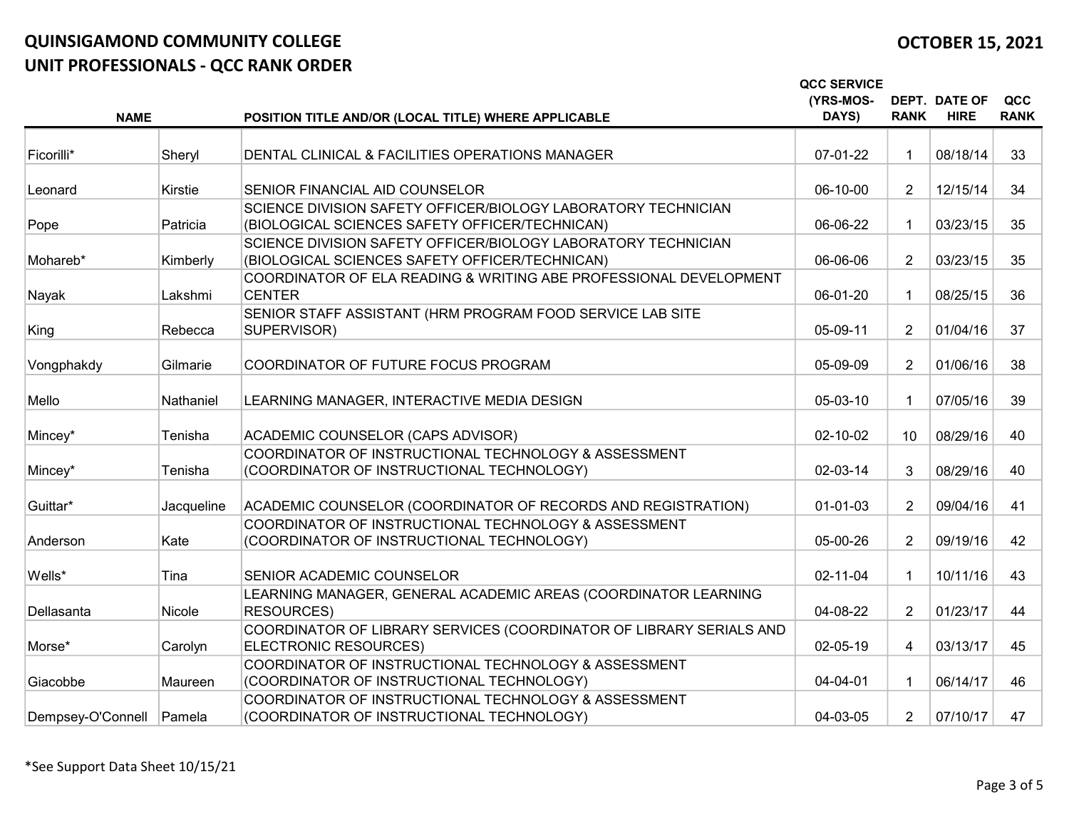# QUINSIGAMOND COMMUNITY COLLEGE

## UNIT PROFESSIONALS - QCC RANK ORDER

**OCTOBER 15, 2021**

| NAME | | POSITION TITLE AND/OR (LOCAL TITLE) WHERE APPLICABLE | QCC SERVICE (YRS-MOS-DAYS) | DEPT. RANK | DATE OF HIRE | QCC RANK |
|---|---|---|---|---|---|---|
| Ficorilli* | Sheryl | DENTAL CLINICAL & FACILITIES OPERATIONS MANAGER | 07-01-22 | 1 | 08/18/14 | 33 |
| Leonard | Kirstie | SENIOR FINANCIAL AID COUNSELOR | 06-10-00 | 2 | 12/15/14 | 34 |
| Pope | Patricia | SCIENCE DIVISION SAFETY OFFICER/BIOLOGY LABORATORY TECHNICIAN (BIOLOGICAL SCIENCES SAFETY OFFICER/TECHNICAN) | 06-06-22 | 1 | 03/23/15 | 35 |
| Mohareb* | Kimberly | SCIENCE DIVISION SAFETY OFFICER/BIOLOGY LABORATORY TECHNICIAN (BIOLOGICAL SCIENCES SAFETY OFFICER/TECHNICAN) | 06-06-06 | 2 | 03/23/15 | 35 |
| Nayak | Lakshmi | COORDINATOR OF ELA READING & WRITING ABE PROFESSIONAL DEVELOPMENT CENTER | 06-01-20 | 1 | 08/25/15 | 36 |
| King | Rebecca | SENIOR STAFF ASSISTANT (HRM PROGRAM FOOD SERVICE LAB SITE SUPERVISOR) | 05-09-11 | 2 | 01/04/16 | 37 |
| Vongphakdy | Gilmarie | COORDINATOR OF FUTURE FOCUS PROGRAM | 05-09-09 | 2 | 01/06/16 | 38 |
| Mello | Nathaniel | LEARNING MANAGER, INTERACTIVE MEDIA DESIGN | 05-03-10 | 1 | 07/05/16 | 39 |
| Mincey* | Tenisha | ACADEMIC COUNSELOR (CAPS ADVISOR) | 02-10-02 | 10 | 08/29/16 | 40 |
| Mincey* | Tenisha | COORDINATOR OF INSTRUCTIONAL TECHNOLOGY & ASSESSMENT (COORDINATOR OF INSTRUCTIONAL TECHNOLOGY) | 02-03-14 | 3 | 08/29/16 | 40 |
| Guittar* | Jacqueline | ACADEMIC COUNSELOR (COORDINATOR OF RECORDS AND REGISTRATION) | 01-01-03 | 2 | 09/04/16 | 41 |
| Anderson | Kate | COORDINATOR OF INSTRUCTIONAL TECHNOLOGY & ASSESSMENT (COORDINATOR OF INSTRUCTIONAL TECHNOLOGY) | 05-00-26 | 2 | 09/19/16 | 42 |
| Wells* | Tina | SENIOR ACADEMIC COUNSELOR | 02-11-04 | 1 | 10/11/16 | 43 |
| Dellasanta | Nicole | LEARNING MANAGER, GENERAL ACADEMIC AREAS (COORDINATOR LEARNING RESOURCES) | 04-08-22 | 2 | 01/23/17 | 44 |
| Morse* | Carolyn | COORDINATOR OF LIBRARY SERVICES (COORDINATOR OF LIBRARY SERIALS AND ELECTRONIC RESOURCES) | 02-05-19 | 4 | 03/13/17 | 45 |
| Giacobbe | Maureen | COORDINATOR OF INSTRUCTIONAL TECHNOLOGY & ASSESSMENT (COORDINATOR OF INSTRUCTIONAL TECHNOLOGY) | 04-04-01 | 1 | 06/14/17 | 46 |
| Dempsey-O'Connell | Pamela | COORDINATOR OF INSTRUCTIONAL TECHNOLOGY & ASSESSMENT (COORDINATOR OF INSTRUCTIONAL TECHNOLOGY) | 04-03-05 | 2 | 07/10/17 | 47 |

*See Support Data Sheet 10/15/21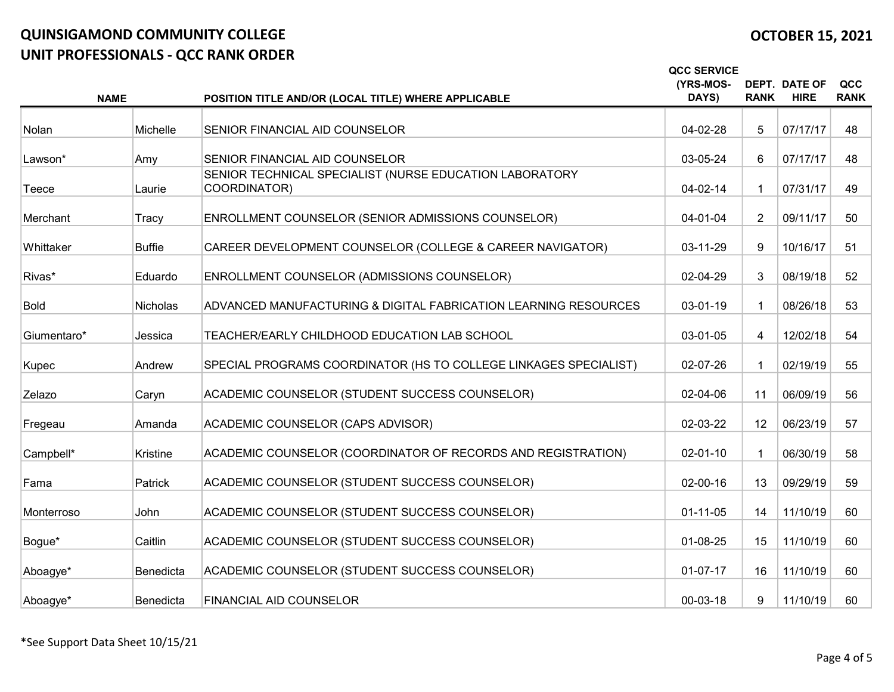# QUINSIGAMOND COMMUNITY COLLEGE

## UNIT PROFESSIONALS - QCC RANK ORDER

**OCTOBER 15, 2021**

| NAME | | POSITION TITLE AND/OR (LOCAL TITLE) WHERE APPLICABLE | QCC SERVICE (YRS-MOS-DAYS) | DEPT. RANK | DATE OF HIRE | QCC RANK |
|---|---|---|---|---|---|---|
| Nolan | Michelle | SENIOR FINANCIAL AID COUNSELOR | 04-02-28 | 5 | 07/17/17 | 48 |
| Lawson* | Amy | SENIOR FINANCIAL AID COUNSELOR | 03-05-24 | 6 | 07/17/17 | 48 |
| Teece | Laurie | SENIOR TECHNICAL SPECIALIST (NURSE EDUCATION LABORATORY COORDINATOR) | 04-02-14 | 1 | 07/31/17 | 49 |
| Merchant | Tracy | ENROLLMENT COUNSELOR (SENIOR ADMISSIONS COUNSELOR) | 04-01-04 | 2 | 09/11/17 | 50 |
| Whittaker | Buffie | CAREER DEVELOPMENT COUNSELOR (COLLEGE & CAREER NAVIGATOR) | 03-11-29 | 9 | 10/16/17 | 51 |
| Rivas* | Eduardo | ENROLLMENT COUNSELOR (ADMISSIONS COUNSELOR) | 02-04-29 | 3 | 08/19/18 | 52 |
| Bold | Nicholas | ADVANCED MANUFACTURING & DIGITAL FABRICATION LEARNING RESOURCES | 03-01-19 | 1 | 08/26/18 | 53 |
| Giumentaro* | Jessica | TEACHER/EARLY CHILDHOOD EDUCATION LAB SCHOOL | 03-01-05 | 4 | 12/02/18 | 54 |
| Kupec | Andrew | SPECIAL PROGRAMS COORDINATOR (HS TO COLLEGE LINKAGES SPECIALIST) | 02-07-26 | 1 | 02/19/19 | 55 |
| Zelazo | Caryn | ACADEMIC COUNSELOR (STUDENT SUCCESS COUNSELOR) | 02-04-06 | 11 | 06/09/19 | 56 |
| Fregeau | Amanda | ACADEMIC COUNSELOR (CAPS ADVISOR) | 02-03-22 | 12 | 06/23/19 | 57 |
| Campbell* | Kristine | ACADEMIC COUNSELOR (COORDINATOR OF RECORDS AND REGISTRATION) | 02-01-10 | 1 | 06/30/19 | 58 |
| Fama | Patrick | ACADEMIC COUNSELOR (STUDENT SUCCESS COUNSELOR) | 02-00-16 | 13 | 09/29/19 | 59 |
| Monterroso | John | ACADEMIC COUNSELOR (STUDENT SUCCESS COUNSELOR) | 01-11-05 | 14 | 11/10/19 | 60 |
| Bogue* | Caitlin | ACADEMIC COUNSELOR (STUDENT SUCCESS COUNSELOR) | 01-08-25 | 15 | 11/10/19 | 60 |
| Aboagye* | Benedicta | ACADEMIC COUNSELOR (STUDENT SUCCESS COUNSELOR) | 01-07-17 | 16 | 11/10/19 | 60 |
| Aboagye* | Benedicta | FINANCIAL AID COUNSELOR | 00-03-18 | 9 | 11/10/19 | 60 |

*See Support Data Sheet 10/15/21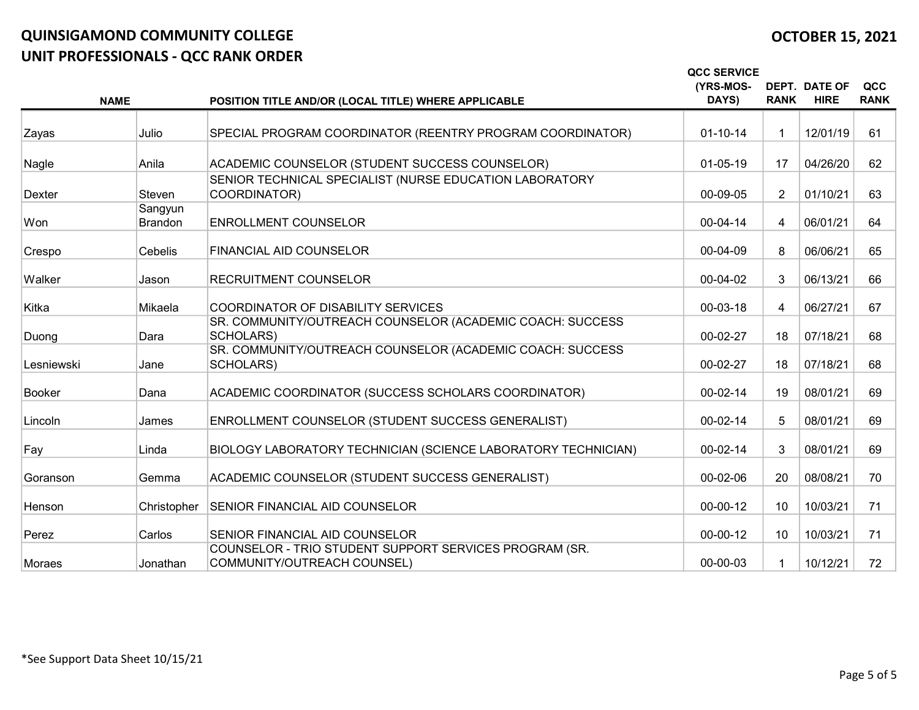# QUINSIGAMOND COMMUNITY COLLEGE

## UNIT PROFESSIONALS - QCC RANK ORDER

**OCTOBER 15, 2021**

| NAME | | POSITION TITLE AND/OR (LOCAL TITLE) WHERE APPLICABLE | QCC SERVICE (YRS-MOS-DAYS) | DEPT. RANK | DATE OF HIRE | QCC RANK |
|---|---|---|---|---|---|---|
| Zayas | Julio | SPECIAL PROGRAM COORDINATOR (REENTRY PROGRAM COORDINATOR) | 01-10-14 | 1 | 12/01/19 | 61 |
| Nagle | Anila | ACADEMIC COUNSELOR (STUDENT SUCCESS COUNSELOR) | 01-05-19 | 17 | 04/26/20 | 62 |
| Dexter | Steven | SENIOR TECHNICAL SPECIALIST (NURSE EDUCATION LABORATORY COORDINATOR) | 00-09-05 | 2 | 01/10/21 | 63 |
| Won | Sangyun Brandon | ENROLLMENT COUNSELOR | 00-04-14 | 4 | 06/01/21 | 64 |
| Crespo | Cebelis | FINANCIAL AID COUNSELOR | 00-04-09 | 8 | 06/06/21 | 65 |
| Walker | Jason | RECRUITMENT COUNSELOR | 00-04-02 | 3 | 06/13/21 | 66 |
| Kitka | Mikaela | COORDINATOR OF DISABILITY SERVICES | 00-03-18 | 4 | 06/27/21 | 67 |
| Duong | Dara | SR. COMMUNITY/OUTREACH COUNSELOR (ACADEMIC COACH: SUCCESS SCHOLARS) | 00-02-27 | 18 | 07/18/21 | 68 |
| Lesniewski | Jane | SR. COMMUNITY/OUTREACH COUNSELOR (ACADEMIC COACH: SUCCESS SCHOLARS) | 00-02-27 | 18 | 07/18/21 | 68 |
| Booker | Dana | ACADEMIC COORDINATOR (SUCCESS SCHOLARS COORDINATOR) | 00-02-14 | 19 | 08/01/21 | 69 |
| Lincoln | James | ENROLLMENT COUNSELOR (STUDENT SUCCESS GENERALIST) | 00-02-14 | 5 | 08/01/21 | 69 |
| Fay | Linda | BIOLOGY LABORATORY TECHNICIAN (SCIENCE LABORATORY TECHNICIAN) | 00-02-14 | 3 | 08/01/21 | 69 |
| Goranson | Gemma | ACADEMIC COUNSELOR (STUDENT SUCCESS GENERALIST) | 00-02-06 | 20 | 08/08/21 | 70 |
| Henson | Christopher | SENIOR FINANCIAL AID COUNSELOR | 00-00-12 | 10 | 10/03/21 | 71 |
| Perez | Carlos | SENIOR FINANCIAL AID COUNSELOR | 00-00-12 | 10 | 10/03/21 | 71 |
| Moraes | Jonathan | COUNSELOR - TRIO STUDENT SUPPORT SERVICES PROGRAM (SR. COMMUNITY/OUTREACH COUNSEL) | 00-00-03 | 1 | 10/12/21 | 72 |

*See Support Data Sheet 10/15/21